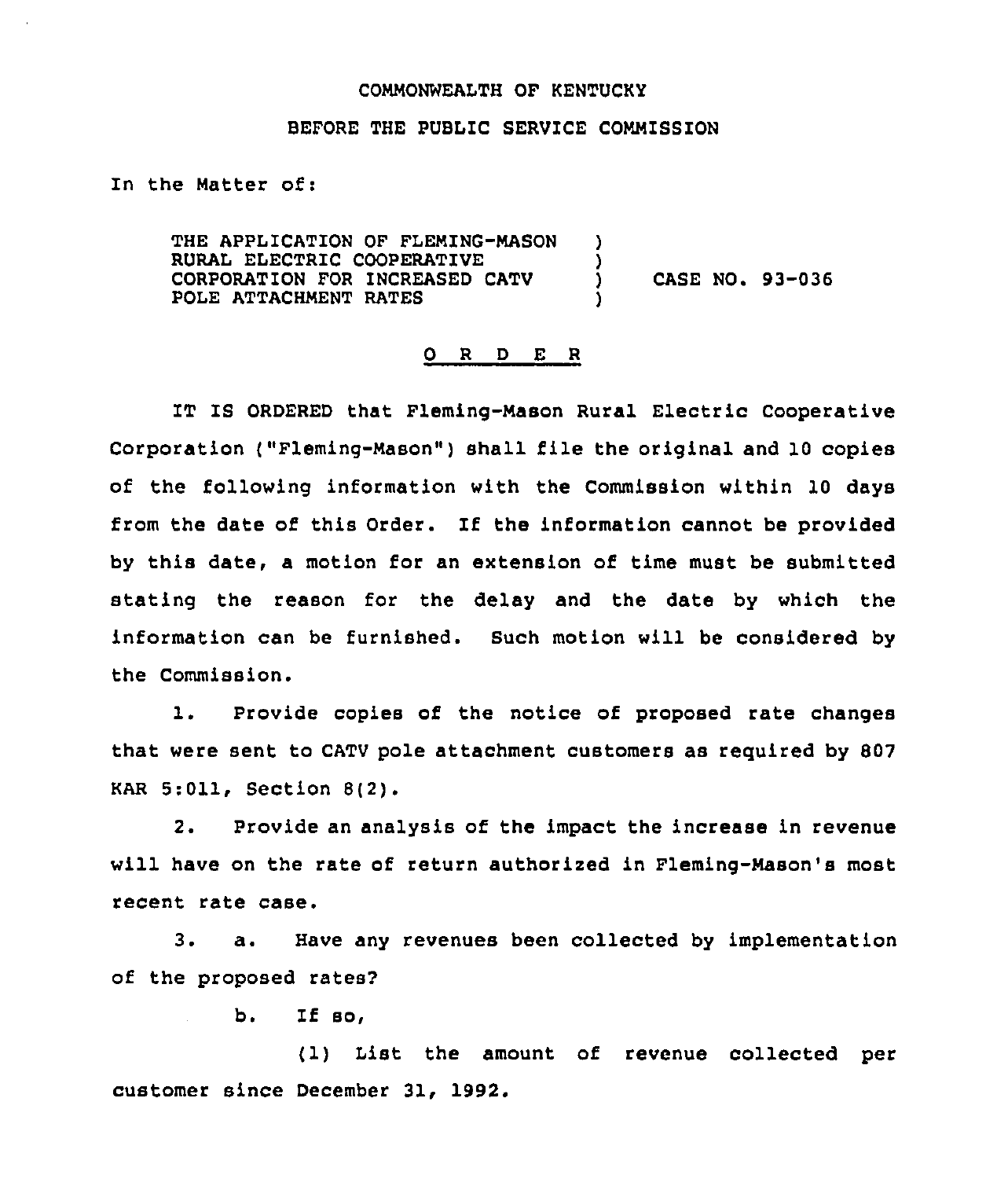COMMONWEALTH OF KENTUCKY

BEFORE THE PUBLIC SERVICE COMMISSION

In the Matter of:

THE APPLICATION OF FLEMING-MASON RURAL ELECTRIC COOPERATIVE CORPORATION FOR INCREASED CATV POLE ATTACHMENT RATES ) CASE NO. 93-036

## O R D E R

IT IS ORDERED that Fleming-Mason Rural Electric Cooperative Corporation ("Fleming-Mason") shall file the original and 10 copies of the following information with the Commission within 10 days from the date of this Order. If the information cannot be provided by this date, a motion for an extension of time must be submitted stating the reason for the delay and the date by which the information can be furnished. Such motion will be considered by the Commission.

1. Provide copies of the notice of proposed rate changes that were sent to CATV pole attachment customers as required by 807 KAR 5:011, Section 8(2).

2. Provide an analysis of the impact the increase in revenue will have on the rate of return authorized in Fleming-Mason's most recent rate case.

3. a. Have any revenues been collected by implementation of the proposed rates?

   b. If so,

      (1) List the amount of revenue collected per customer since December 31, 1992.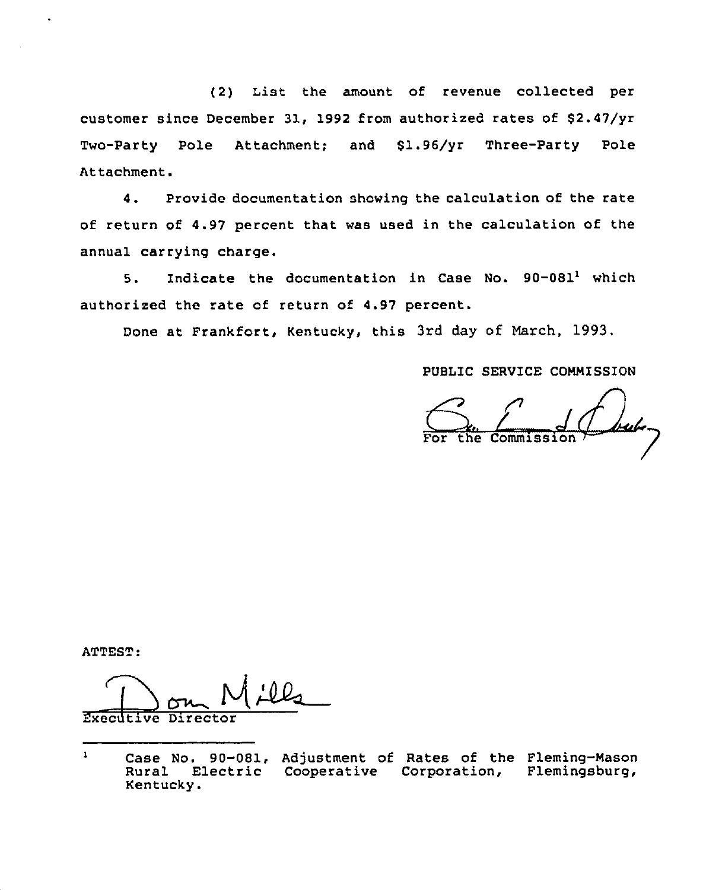(2) List the amount of revenue collected per customer since December 31, 1992 from authorized rates of $2.47/yr Two-Party Pole Attachment; and $1.96/yr Three-Party Pole Attachment.

4. Provide documentation showing the calculation of the rate of return of 4.97 percent that was used in the calculation of the annual carrying charge.

5. Indicate the documentation in Case No. 90-081[1] which authorized the rate of return of 4.97 percent.

Done at Frankfort, Kentucky, this 3rd day of March, 1993.

PUBLIC SERVICE COMMISSION

For the Commission

ATTEST:

Executive Director

[1] Case No. 90-081, Adjustment of Rates of the Fleming-Mason Rural Electric Cooperative Corporation, Flemingsburg, Kentucky.